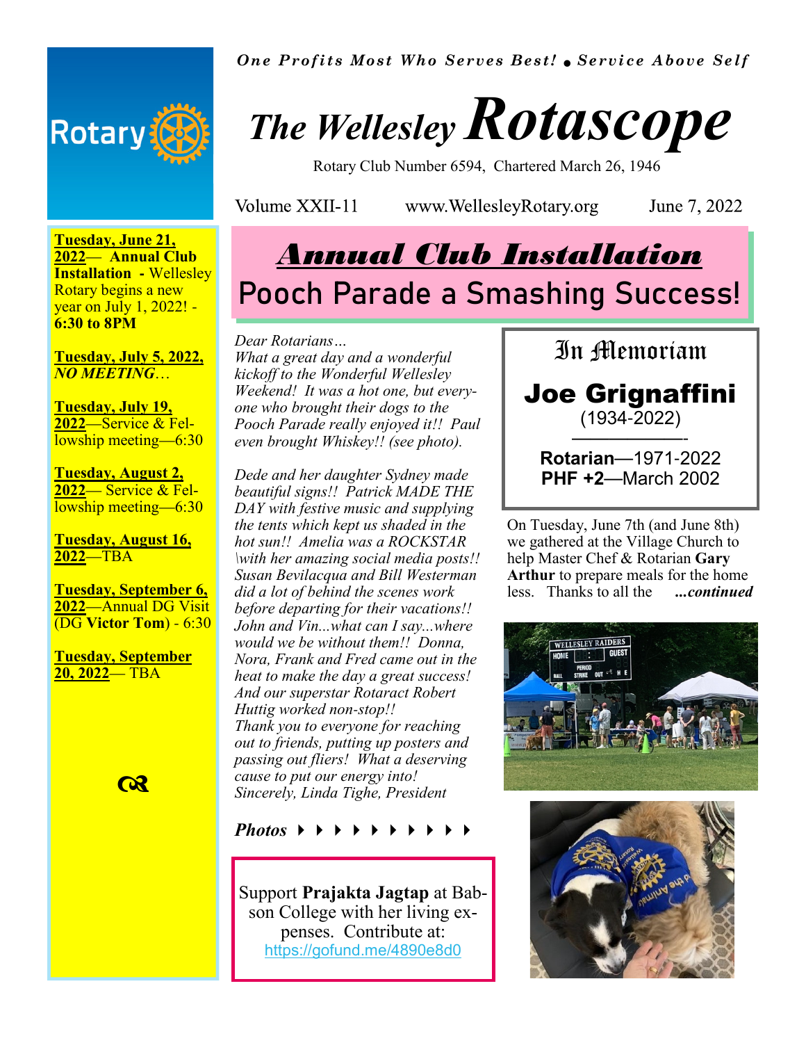*One Profits Most Who Serves Best! • Service Above Self*

# The Wellesley Rotascope

Rotary Club Number 6594, Chartered March 26, 1946

Volume XXII-11 www.WellesleyRotary.org June 7, 2022

# Annual Club Installation

## Pooch Parade a Smashing Success!

*Dear Rotarians…*
*What a great day and a wonderful kickoff to the Wonderful Wellesley Weekend! It was a hot one, but everyone who brought their dogs to the Pooch Parade really enjoyed it!! Paul even brought Whiskey!! (see photo).*

*Dede and her daughter Sydney made beautiful signs!! Patrick MADE THE DAY with festive music and supplying the tents which kept us shaded in the hot sun!! Amelia was a ROCKSTAR \with her amazing social media posts!! Susan Bevilacqua and Bill Westerman did a lot of behind the scenes work before departing for their vacations!! John and Vin...what can I say...where would we be without them!! Donna, Nora, Frank and Fred came out in the heat to make the day a great success! And our superstar Rotaract Robert Huttig worked non-stop!!*
*Thank you to everyone for reaching out to friends, putting up posters and passing out fliers! What a deserving cause to put our energy into!*
*Sincerely, Linda Tighe, President*

***Photos*** ▸ ▸ ▸ ▸ ▸ ▸ ▸ ▸ ▸ ▸ ▸ ▸ ▸

Support **Prajakta Jagtap** at Babson College with her living expenses. Contribute at: https://gofund.me/4890e8d0

## In Memoriam

**Joe Grignaffini**
(1934-2022)

**Rotarian**—1971-2022
**PHF +2**—March 2002

On Tuesday, June 7th (and June 8th) we gathered at the Village Church to help Master Chef & Rotarian **Gary Arthur** to prepare meals for the home less. Thanks to all the ***...continued***

**Tuesday, June 21, 2022**— **Annual Club Installation** - Wellesley Rotary begins a new year on July 1, 2022! - **6:30 to 8PM**

**Tuesday, July 5, 2022,** ***NO MEETING***…

**Tuesday, July 19, 2022**—Service & Fellowship meeting—6:30

**Tuesday, August 2, 2022**— Service & Fellowship meeting—6:30

**Tuesday, August 16, 2022**—TBA

**Tuesday, September 6, 2022**—Annual DG Visit (DG **Victor Tom**) - 6:30

**Tuesday, September 20, 2022**— TBA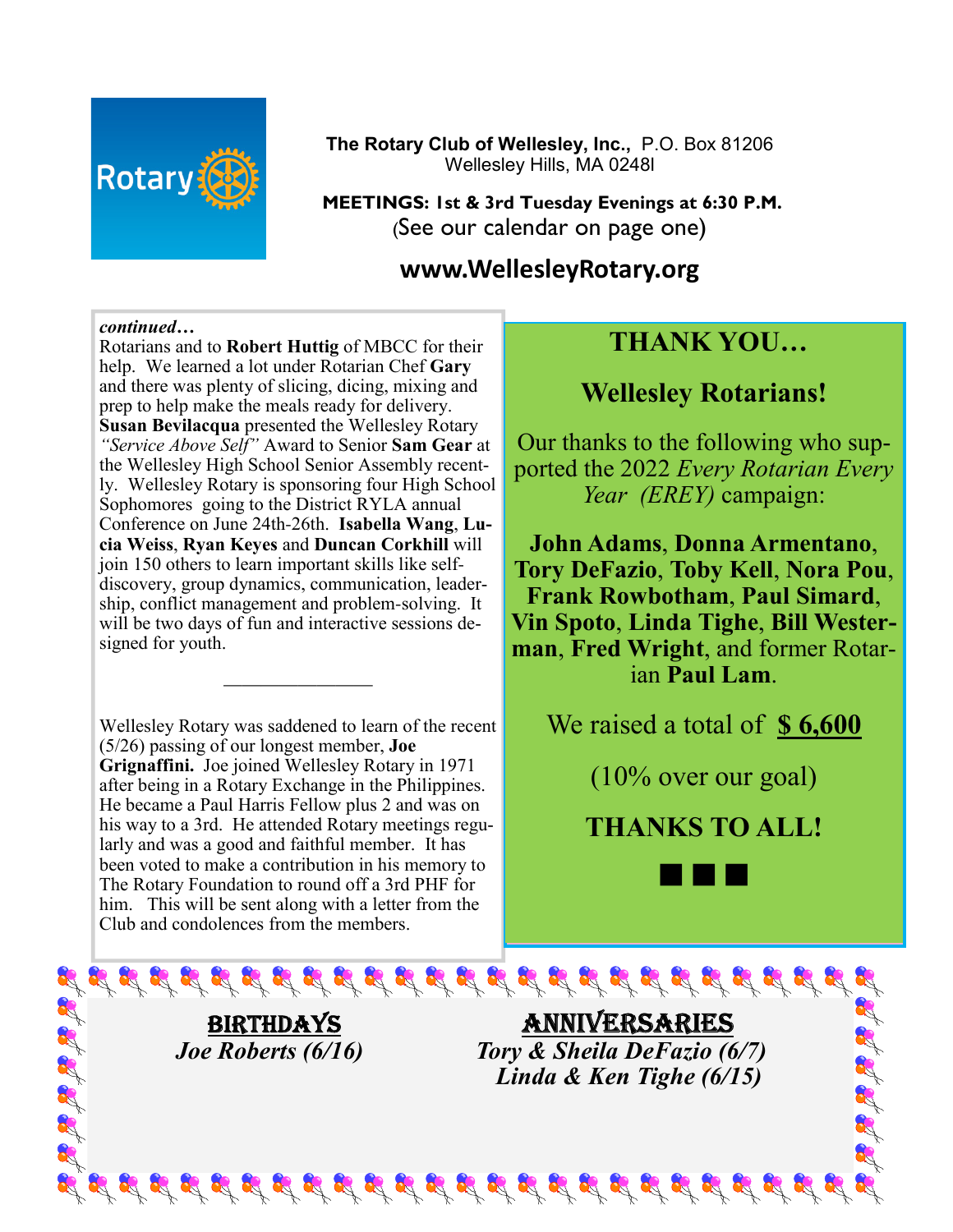**The Rotary Club of Wellesley, Inc.,** P.O. Box 81206
Wellesley Hills, MA 0248l

**MEETINGS: 1st & 3rd Tuesday Evenings at 6:30 P.M.**
(See our calendar on page one)

**www.WellesleyRotary.org**

***continued…***
Rotarians and to **Robert Huttig** of MBCC for their help. We learned a lot under Rotarian Chef **Gary** and there was plenty of slicing, dicing, mixing and prep to help make the meals ready for delivery. **Susan Bevilacqua** presented the Wellesley Rotary *"Service Above Self"* Award to Senior **Sam Gear** at the Wellesley High School Senior Assembly recently. Wellesley Rotary is sponsoring four High School Sophomores going to the District RYLA annual Conference on June 24th-26th. **Isabella Wang**, **Lucia Weiss**, **Ryan Keyes** and **Duncan Corkhill** will join 150 others to learn important skills like self-discovery, group dynamics, communication, leadership, conflict management and problem-solving. It will be two days of fun and interactive sessions designed for youth.

---

Wellesley Rotary was saddened to learn of the recent (5/26) passing of our longest member, **Joe Grignaffini.** Joe joined Wellesley Rotary in 1971 after being in a Rotary Exchange in the Philippines. He became a Paul Harris Fellow plus 2 and was on his way to a 3rd. He attended Rotary meetings regularly and was a good and faithful member. It has been voted to make a contribution in his memory to The Rotary Foundation to round off a 3rd PHF for him. This will be sent along with a letter from the Club and condolences from the members.

## THANK YOU…

## Wellesley Rotarians!

Our thanks to the following who supported the 2022 *Every Rotarian Every Year (EREY)* campaign:

**John Adams**, **Donna Armentano**, **Tory DeFazio**, **Toby Kell**, **Nora Pou**, **Frank Rowbotham**, **Paul Simard**, **Vin Spoto**, **Linda Tighe**, **Bill Westerman**, **Fred Wright**, and former Rotarian **Paul Lam**.

We raised a total of **$ 6,600**

(10% over our goal)

**THANKS TO ALL!**

■ ■ ■

## BIRTHDAYS

*Joe Roberts (6/16)*

## ANNIVERSARIES

*Tory & Sheila DeFazio (6/7)*
*Linda & Ken Tighe (6/15)*